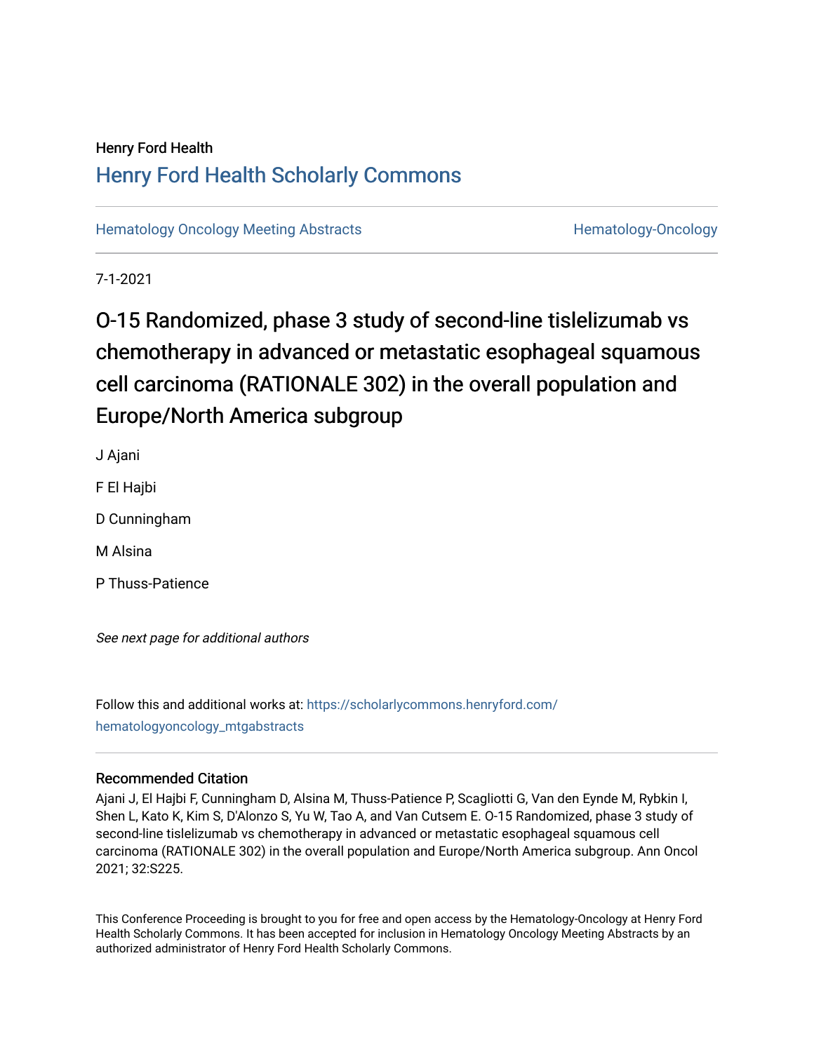Henry Ford Health

# Henry Ford Health Scholarly Commons

Hematology Oncology Meeting Abstracts | Hematology-Oncology

7-1-2021

# O-15 Randomized, phase 3 study of second-line tislelizumab vs chemotherapy in advanced or metastatic esophageal squamous cell carcinoma (RATIONALE 302) in the overall population and Europe/North America subgroup

J Ajani

F El Hajbi

D Cunningham

M Alsina

P Thuss-Patience

*See next page for additional authors*

Follow this and additional works at: https://scholarlycommons.henryford.com/hematologyoncology_mtgabstracts

### Recommended Citation

Ajani J, El Hajbi F, Cunningham D, Alsina M, Thuss-Patience P, Scagliotti G, Van den Eynde M, Rybkin I, Shen L, Kato K, Kim S, D'Alonzo S, Yu W, Tao A, and Van Cutsem E. O-15 Randomized, phase 3 study of second-line tislelizumab vs chemotherapy in advanced or metastatic esophageal squamous cell carcinoma (RATIONALE 302) in the overall population and Europe/North America subgroup. Ann Oncol 2021; 32:S225.

This Conference Proceeding is brought to you for free and open access by the Hematology-Oncology at Henry Ford Health Scholarly Commons. It has been accepted for inclusion in Hematology Oncology Meeting Abstracts by an authorized administrator of Henry Ford Health Scholarly Commons.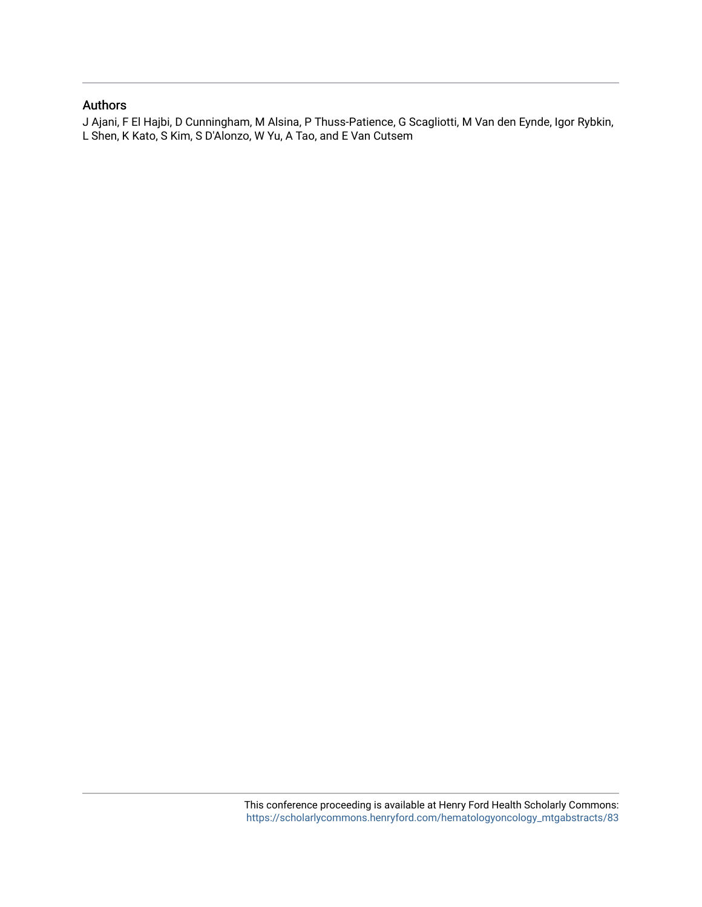## Authors

J Ajani, F El Hajbi, D Cunningham, M Alsina, P Thuss-Patience, G Scagliotti, M Van den Eynde, Igor Rybkin, L Shen, K Kato, S Kim, S D'Alonzo, W Yu, A Tao, and E Van Cutsem

This conference proceeding is available at Henry Ford Health Scholarly Commons: https://scholarlycommons.henryford.com/hematologyoncology_mtgabstracts/83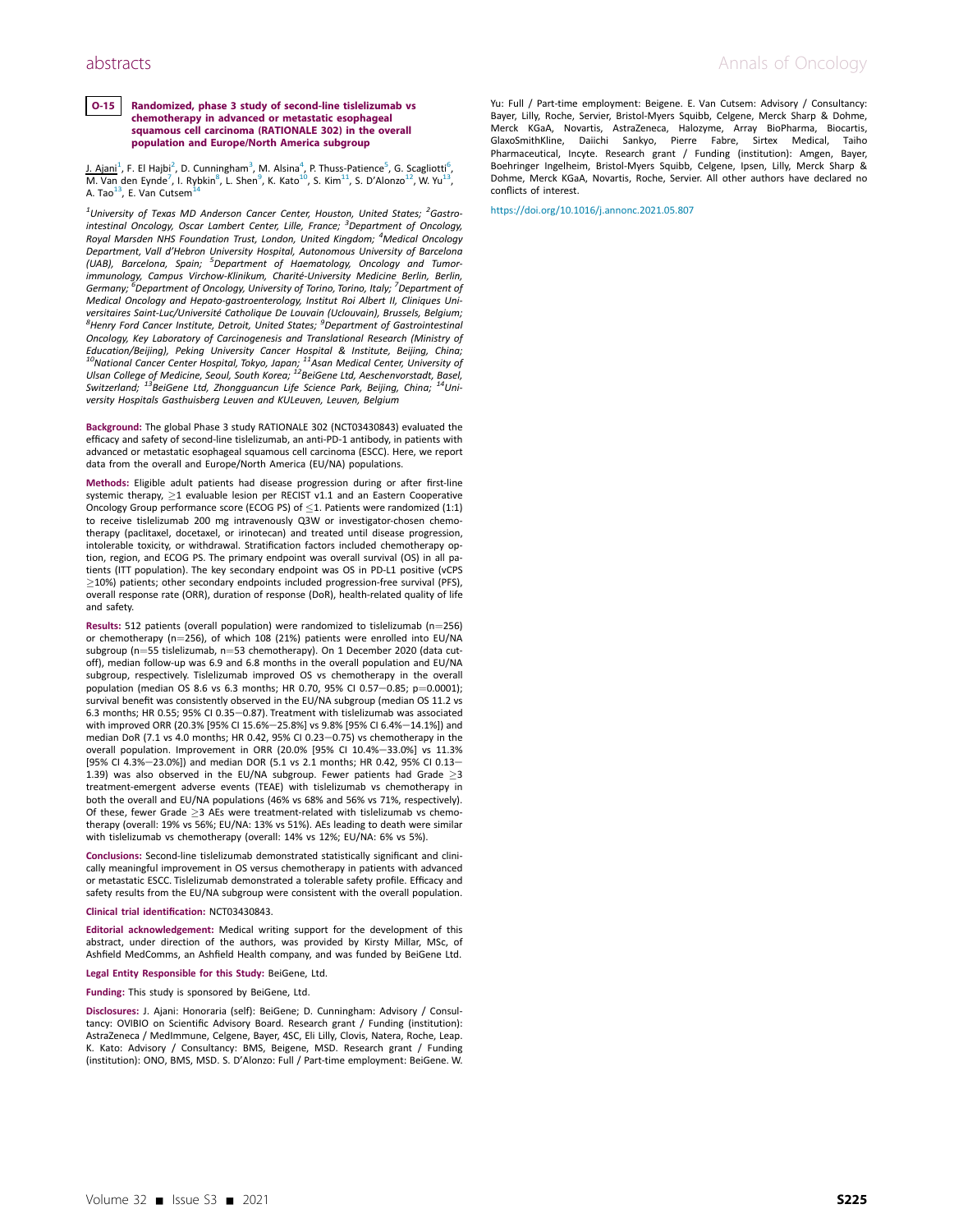**O-15** **Randomized, phase 3 study of second-line tislelizumab vs chemotherapy in advanced or metastatic esophageal squamous cell carcinoma (RATIONALE 302) in the overall population and Europe/North America subgroup**

J. Ajani[1], F. El Hajbi[2], D. Cunningham[3], M. Alsina[4], P. Thuss-Patience[5], G. Scagliotti[6], M. Van den Eynde[7], I. Rybkin[8], L. Shen[9], K. Kato[10], S. Kim[11], S. D'Alonzo[12], W. Yu[13], A. Tao[13], E. Van Cutsem[14]

[1]University of Texas MD Anderson Cancer Center, Houston, United States; [2]Gastrointestinal Oncology, Oscar Lambert Center, Lille, France; [3]Department of Oncology, Royal Marsden NHS Foundation Trust, London, United Kingdom; [4]Medical Oncology Department, Vall d'Hebron University Hospital, Autonomous University of Barcelona (UAB), Barcelona, Spain; [5]Department of Haematology, Oncology and Tumorimmunology, Campus Virchow-Klinikum, Charité-University Medicine Berlin, Berlin, Germany; [6]Department of Oncology, University of Torino, Torino, Italy; [7]Department of Medical Oncology and Hepato-gastroenterology, Institut Roi Albert II, Cliniques Universitaires Saint-Luc/Université Catholique De Louvain (Uclouvain), Brussels, Belgium; [8]Henry Ford Cancer Institute, Detroit, United States; [9]Department of Gastrointestinal Oncology, Key Laboratory of Carcinogenesis and Translational Research (Ministry of Education/Beijing), Peking University Cancer Hospital & Institute, Beijing, China; [10]National Cancer Center Hospital, Tokyo, Japan; [11]Asan Medical Center, University of Ulsan College of Medicine, Seoul, South Korea; [12]BeiGene Ltd, Aeschenvorstadt, Basel, Switzerland; [13]BeiGene Ltd, Zhongguancun Life Science Park, Beijing, China; [14]University Hospitals Gasthuisberg Leuven and KULeuven, Leuven, Belgium

**Background:** The global Phase 3 study RATIONALE 302 (NCT03430843) evaluated the efficacy and safety of second-line tislelizumab, an anti-PD-1 antibody, in patients with advanced or metastatic esophageal squamous cell carcinoma (ESCC). Here, we report data from the overall and Europe/North America (EU/NA) populations.

**Methods:** Eligible adult patients had disease progression during or after first-line systemic therapy, ≥1 evaluable lesion per RECIST v1.1 and an Eastern Cooperative Oncology Group performance score (ECOG PS) of ≤1. Patients were randomized (1:1) to receive tislelizumab 200 mg intravenously Q3W or investigator-chosen chemotherapy (paclitaxel, docetaxel, or irinotecan) and treated until disease progression, intolerable toxicity, or withdrawal. Stratification factors included chemotherapy option, region, and ECOG PS. The primary endpoint was overall survival (OS) in all patients (ITT population). The key secondary endpoint was OS in PD-L1 positive (vCPS ≥10%) patients; other secondary endpoints included progression-free survival (PFS), overall response rate (ORR), duration of response (DoR), health-related quality of life and safety.

**Results:** 512 patients (overall population) were randomized to tislelizumab (n=256) or chemotherapy (n=256), of which 108 (21%) patients were enrolled into EU/NA subgroup (n=55 tislelizumab, n=53 chemotherapy). On 1 December 2020 (data cutoff), median follow-up was 6.9 and 6.8 months in the overall population and EU/NA subgroup, respectively. Tislelizumab improved OS vs chemotherapy in the overall population (median OS 8.6 vs 6.3 months; HR 0.70, 95% CI 0.57–0.85; p=0.0001); survival benefit was consistently observed in the EU/NA subgroup (median OS 11.2 vs 6.3 months; HR 0.55; 95% CI 0.35–0.87). Treatment with tislelizumab was associated with improved ORR (20.3% [95% CI 15.6%–25.8%] vs 9.8% [95% CI 6.4%–14.1%]) and median DoR (7.1 vs 4.0 months; HR 0.42, 95% CI 0.23–0.75) vs chemotherapy in the overall population. Improvement in ORR (20.0% [95% CI 10.4%–33.0%] vs 11.3% [95% CI 4.3%–23.0%]) and median DOR (5.1 vs 2.1 months; HR 0.42, 95% CI 0.13–1.39) was also observed in the EU/NA subgroup. Fewer patients had Grade ≥3 treatment-emergent adverse events (TEAE) with tislelizumab vs chemotherapy in both the overall and EU/NA populations (46% vs 68% and 56% vs 71%, respectively). Of these, fewer Grade ≥3 AEs were treatment-related with tislelizumab vs chemotherapy (overall: 19% vs 56%; EU/NA: 13% vs 51%). AEs leading to death were similar with tislelizumab vs chemotherapy (overall: 14% vs 12%; EU/NA: 6% vs 5%).

**Conclusions:** Second-line tislelizumab demonstrated statistically significant and clinically meaningful improvement in OS versus chemotherapy in patients with advanced or metastatic ESCC. Tislelizumab demonstrated a tolerable safety profile. Efficacy and safety results from the EU/NA subgroup were consistent with the overall population.

**Clinical trial identification:** NCT03430843.

**Editorial acknowledgement:** Medical writing support for the development of this abstract, under direction of the authors, was provided by Kirsty Millar, MSc, of Ashfield MedComms, an Ashfield Health company, and was funded by BeiGene Ltd.

**Legal Entity Responsible for this Study:** BeiGene, Ltd.

**Funding:** This study is sponsored by BeiGene, Ltd.

**Disclosures:** J. Ajani: Honoraria (self): BeiGene; D. Cunningham: Advisory / Consultancy: OVIBIO on Scientific Advisory Board. Research grant / Funding (institution): AstraZeneca / MedImmune, Celgene, Bayer, 4SC, Eli Lilly, Clovis, Natera, Roche, Leap. K. Kato: Advisory / Consultancy: BMS, Beigene, MSD. Research grant / Funding (institution): ONO, BMS, MSD. S. D'Alonzo: Full / Part-time employment: BeiGene. W. Yu: Full / Part-time employment: Beigene. E. Van Cutsem: Advisory / Consultancy: Bayer, Lilly, Roche, Servier, Bristol-Myers Squibb, Celgene, Merck Sharp & Dohme, Merck KGaA, Novartis, AstraZeneca, Halozyme, Array BioPharma, Biocartis, GlaxoSmithKline, Daiichi Sankyo, Pierre Fabre, Sirtex Medical, Taiho Pharmaceutical, Incyte. Research grant / Funding (institution): Amgen, Bayer, Boehringer Ingelheim, Bristol-Myers Squibb, Celgene, Ipsen, Lilly, Merck Sharp & Dohme, Merck KGaA, Novartis, Roche, Servier. All other authors have declared no conflicts of interest.

https://doi.org/10.1016/j.annonc.2021.05.807